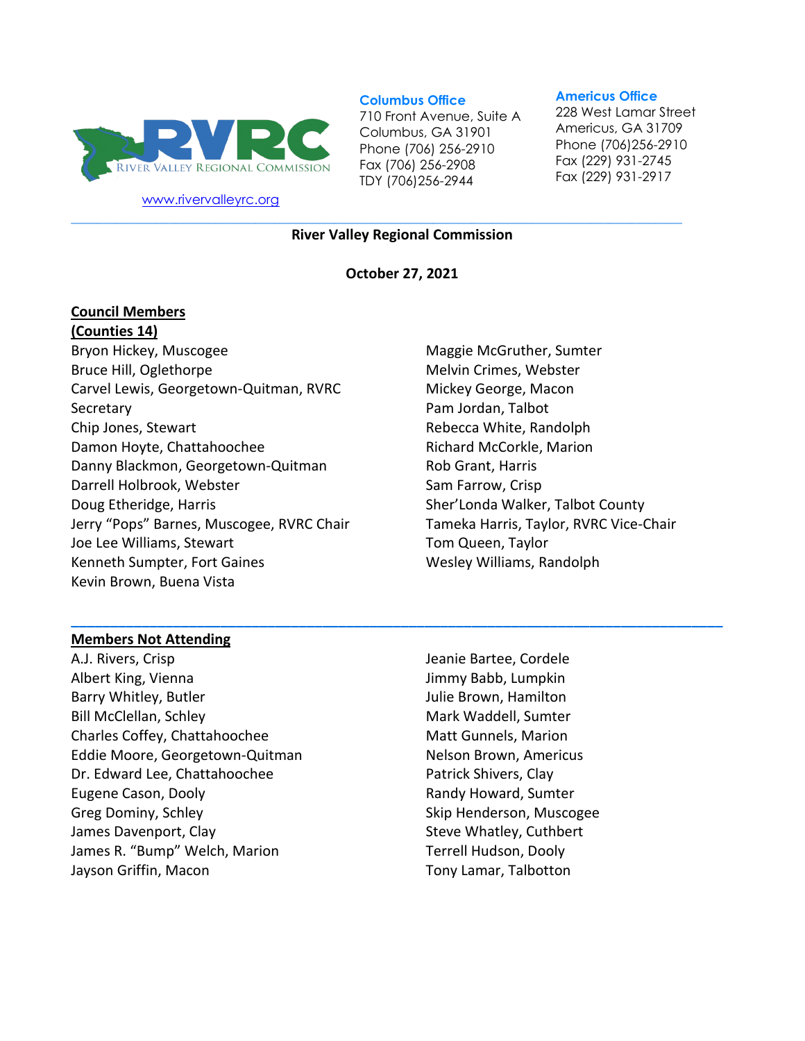RIVER VALLEY REGIONAL COMMISSION

www.rivervalleyrc.org

**Columbus Office**
710 Front Avenue, Suite A
Columbus, GA 31901
Phone (706) 256-2910
Fax (706) 256-2908
TDY (706)256-2944

**Americus Office**
228 West Lamar Street
Americus, GA 31709
Phone (706)256-2910
Fax (229) 931-2745
Fax (229) 931-2917

---

**River Valley Regional Commission**

**October 27, 2021**

**Council Members**
**(Counties 14)**

Bryon Hickey, Muscogee
Bruce Hill, Oglethorpe
Carvel Lewis, Georgetown-Quitman, RVRC Secretary
Chip Jones, Stewart
Damon Hoyte, Chattahoochee
Danny Blackmon, Georgetown-Quitman
Darrell Holbrook, Webster
Doug Etheridge, Harris
Jerry "Pops" Barnes, Muscogee, RVRC Chair
Joe Lee Williams, Stewart
Kenneth Sumpter, Fort Gaines
Kevin Brown, Buena Vista
Maggie McGruther, Sumter
Melvin Crimes, Webster
Mickey George, Macon
Pam Jordan, Talbot
Rebecca White, Randolph
Richard McCorkle, Marion
Rob Grant, Harris
Sam Farrow, Crisp
Sher'Londa Walker, Talbot County
Tameka Harris, Taylor, RVRC Vice-Chair
Tom Queen, Taylor
Wesley Williams, Randolph

---

**Members Not Attending**

A.J. Rivers, Crisp
Albert King, Vienna
Barry Whitley, Butler
Bill McClellan, Schley
Charles Coffey, Chattahoochee
Eddie Moore, Georgetown-Quitman
Dr. Edward Lee, Chattahoochee
Eugene Cason, Dooly
Greg Dominy, Schley
James Davenport, Clay
James R. "Bump" Welch, Marion
Jayson Griffin, Macon
Jeanie Bartee, Cordele
Jimmy Babb, Lumpkin
Julie Brown, Hamilton
Mark Waddell, Sumter
Matt Gunnels, Marion
Nelson Brown, Americus
Patrick Shivers, Clay
Randy Howard, Sumter
Skip Henderson, Muscogee
Steve Whatley, Cuthbert
Terrell Hudson, Dooly
Tony Lamar, Talbotton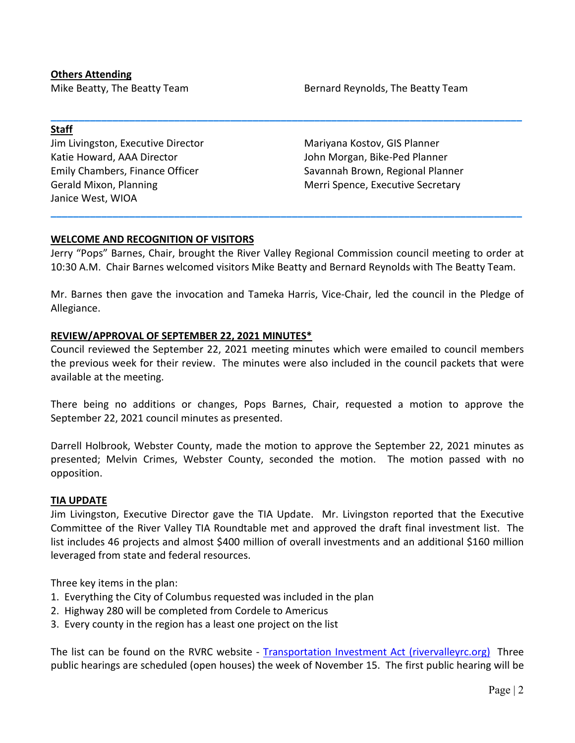**Others Attending**

Mike Beatty, The Beatty Team

Bernard Reynolds, The Beatty Team

---

**Staff**

Jim Livingston, Executive Director
Katie Howard, AAA Director
Emily Chambers, Finance Officer
Gerald Mixon, Planning
Janice West, WIOA

Mariyana Kostov, GIS Planner
John Morgan, Bike-Ped Planner
Savannah Brown, Regional Planner
Merri Spence, Executive Secretary

---

**WELCOME AND RECOGNITION OF VISITORS**

Jerry "Pops" Barnes, Chair, brought the River Valley Regional Commission council meeting to order at 10:30 A.M. Chair Barnes welcomed visitors Mike Beatty and Bernard Reynolds with The Beatty Team.

Mr. Barnes then gave the invocation and Tameka Harris, Vice-Chair, led the council in the Pledge of Allegiance.

**REVIEW/APPROVAL OF SEPTEMBER 22, 2021 MINUTES***

Council reviewed the September 22, 2021 meeting minutes which were emailed to council members the previous week for their review. The minutes were also included in the council packets that were available at the meeting.

There being no additions or changes, Pops Barnes, Chair, requested a motion to approve the September 22, 2021 council minutes as presented.

Darrell Holbrook, Webster County, made the motion to approve the September 22, 2021 minutes as presented; Melvin Crimes, Webster County, seconded the motion. The motion passed with no opposition.

**TIA UPDATE**

Jim Livingston, Executive Director gave the TIA Update. Mr. Livingston reported that the Executive Committee of the River Valley TIA Roundtable met and approved the draft final investment list. The list includes 46 projects and almost $400 million of overall investments and an additional $160 million leveraged from state and federal resources.

Three key items in the plan:

1. Everything the City of Columbus requested was included in the plan
2. Highway 280 will be completed from Cordele to Americus
3. Every county in the region has a least one project on the list

The list can be found on the RVRC website - [Transportation Investment Act (rivervalleyrc.org)](Transportation Investment Act (rivervalleyrc.org)) Three public hearings are scheduled (open houses) the week of November 15. The first public hearing will be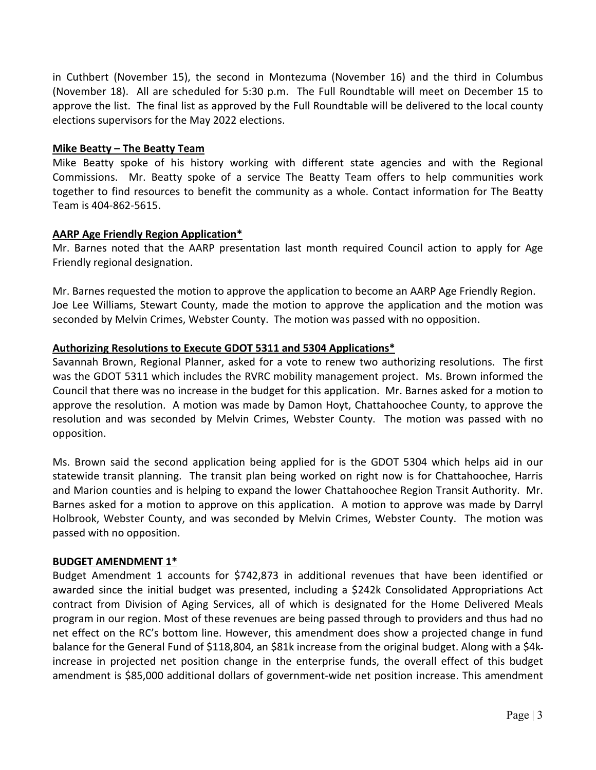in Cuthbert (November 15), the second in Montezuma (November 16) and the third in Columbus (November 18). All are scheduled for 5:30 p.m. The Full Roundtable will meet on December 15 to approve the list. The final list as approved by the Full Roundtable will be delivered to the local county elections supervisors for the May 2022 elections.

**Mike Beatty – The Beatty Team**

Mike Beatty spoke of his history working with different state agencies and with the Regional Commissions. Mr. Beatty spoke of a service The Beatty Team offers to help communities work together to find resources to benefit the community as a whole. Contact information for The Beatty Team is 404-862-5615.

**AARP Age Friendly Region Application***

Mr. Barnes noted that the AARP presentation last month required Council action to apply for Age Friendly regional designation.

Mr. Barnes requested the motion to approve the application to become an AARP Age Friendly Region. Joe Lee Williams, Stewart County, made the motion to approve the application and the motion was seconded by Melvin Crimes, Webster County. The motion was passed with no opposition.

**Authorizing Resolutions to Execute GDOT 5311 and 5304 Applications***

Savannah Brown, Regional Planner, asked for a vote to renew two authorizing resolutions. The first was the GDOT 5311 which includes the RVRC mobility management project. Ms. Brown informed the Council that there was no increase in the budget for this application. Mr. Barnes asked for a motion to approve the resolution. A motion was made by Damon Hoyt, Chattahoochee County, to approve the resolution and was seconded by Melvin Crimes, Webster County. The motion was passed with no opposition.

Ms. Brown said the second application being applied for is the GDOT 5304 which helps aid in our statewide transit planning. The transit plan being worked on right now is for Chattahoochee, Harris and Marion counties and is helping to expand the lower Chattahoochee Region Transit Authority. Mr. Barnes asked for a motion to approve on this application. A motion to approve was made by Darryl Holbrook, Webster County, and was seconded by Melvin Crimes, Webster County. The motion was passed with no opposition.

**BUDGET AMENDMENT 1***

Budget Amendment 1 accounts for $742,873 in additional revenues that have been identified or awarded since the initial budget was presented, including a $242k Consolidated Appropriations Act contract from Division of Aging Services, all of which is designated for the Home Delivered Meals program in our region. Most of these revenues are being passed through to providers and thus had no net effect on the RC's bottom line. However, this amendment does show a projected change in fund balance for the General Fund of $118,804, an $81k increase from the original budget. Along with a $4k increase in projected net position change in the enterprise funds, the overall effect of this budget amendment is $85,000 additional dollars of government-wide net position increase. This amendment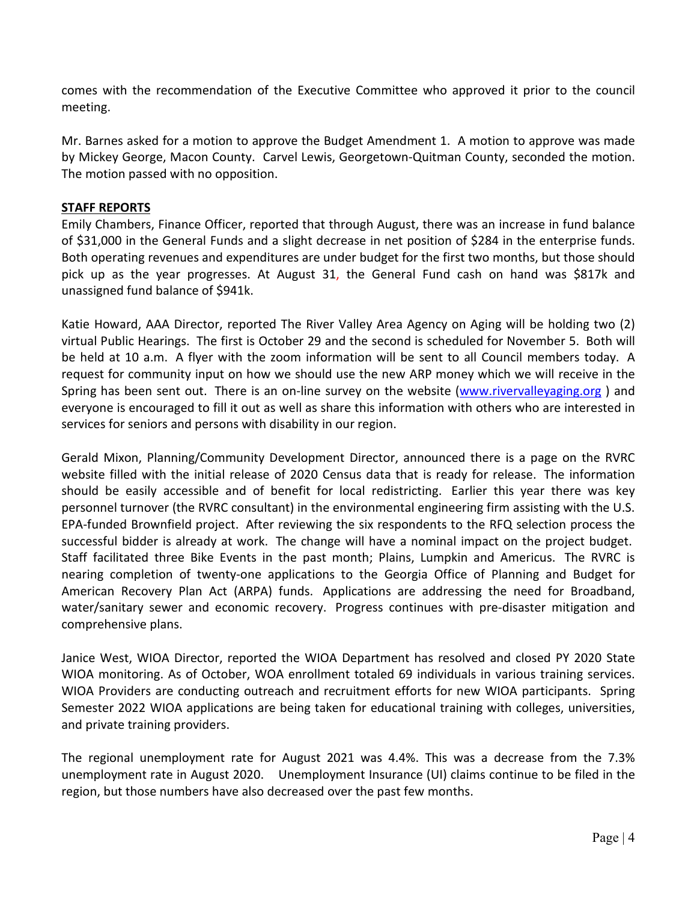comes with the recommendation of the Executive Committee who approved it prior to the council meeting.

Mr. Barnes asked for a motion to approve the Budget Amendment 1. A motion to approve was made by Mickey George, Macon County. Carvel Lewis, Georgetown-Quitman County, seconded the motion. The motion passed with no opposition.

**STAFF REPORTS**

Emily Chambers, Finance Officer, reported that through August, there was an increase in fund balance of $31,000 in the General Funds and a slight decrease in net position of $284 in the enterprise funds. Both operating revenues and expenditures are under budget for the first two months, but those should pick up as the year progresses. At August 31, the General Fund cash on hand was $817k and unassigned fund balance of $941k.

Katie Howard, AAA Director, reported The River Valley Area Agency on Aging will be holding two (2) virtual Public Hearings. The first is October 29 and the second is scheduled for November 5. Both will be held at 10 a.m. A flyer with the zoom information will be sent to all Council members today. A request for community input on how we should use the new ARP money which we will receive in the Spring has been sent out. There is an on-line survey on the website (www.rivervalleyaging.org ) and everyone is encouraged to fill it out as well as share this information with others who are interested in services for seniors and persons with disability in our region.

Gerald Mixon, Planning/Community Development Director, announced there is a page on the RVRC website filled with the initial release of 2020 Census data that is ready for release. The information should be easily accessible and of benefit for local redistricting. Earlier this year there was key personnel turnover (the RVRC consultant) in the environmental engineering firm assisting with the U.S. EPA-funded Brownfield project. After reviewing the six respondents to the RFQ selection process the successful bidder is already at work. The change will have a nominal impact on the project budget. Staff facilitated three Bike Events in the past month; Plains, Lumpkin and Americus. The RVRC is nearing completion of twenty-one applications to the Georgia Office of Planning and Budget for American Recovery Plan Act (ARPA) funds. Applications are addressing the need for Broadband, water/sanitary sewer and economic recovery. Progress continues with pre-disaster mitigation and comprehensive plans.

Janice West, WIOA Director, reported the WIOA Department has resolved and closed PY 2020 State WIOA monitoring. As of October, WOA enrollment totaled 69 individuals in various training services. WIOA Providers are conducting outreach and recruitment efforts for new WIOA participants. Spring Semester 2022 WIOA applications are being taken for educational training with colleges, universities, and private training providers.

The regional unemployment rate for August 2021 was 4.4%. This was a decrease from the 7.3% unemployment rate in August 2020. Unemployment Insurance (UI) claims continue to be filed in the region, but those numbers have also decreased over the past few months.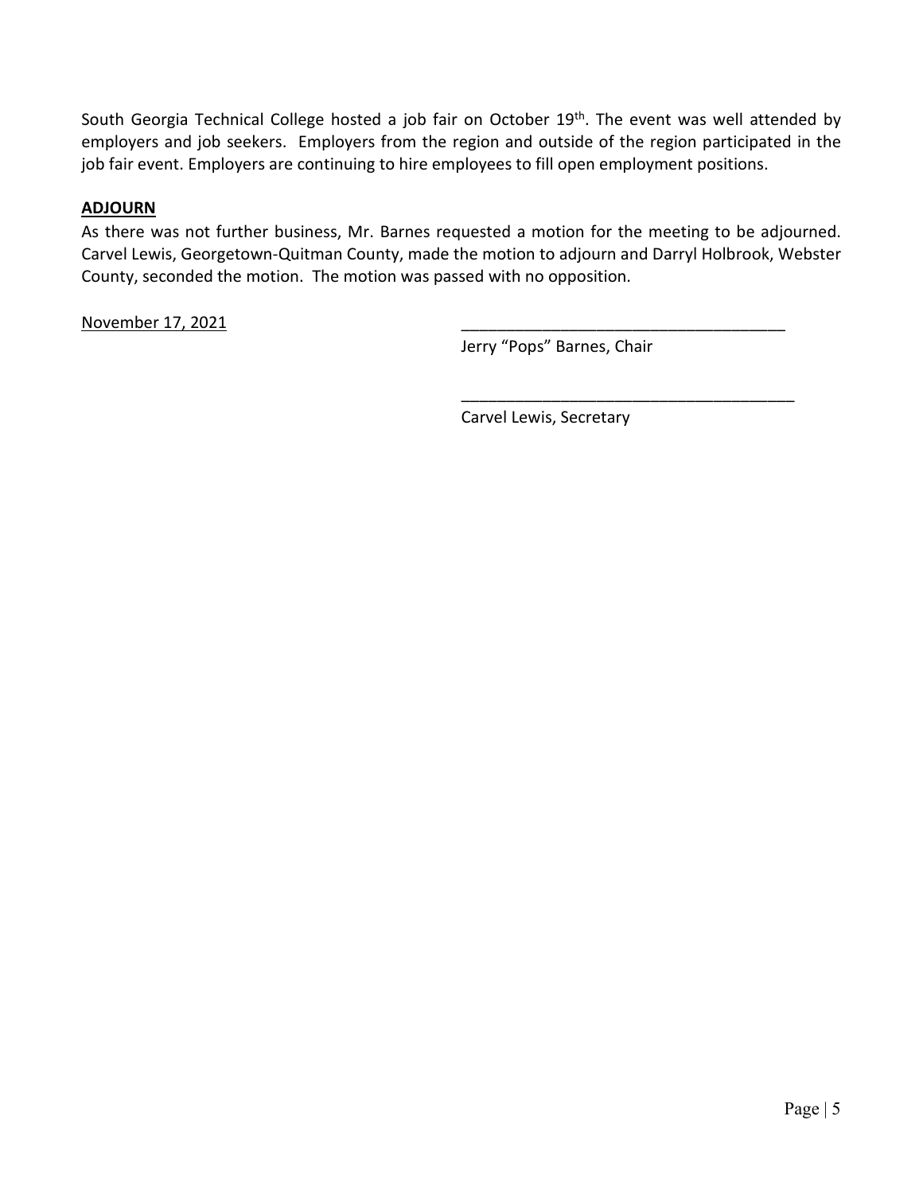South Georgia Technical College hosted a job fair on October 19th. The event was well attended by employers and job seekers. Employers from the region and outside of the region participated in the job fair event. Employers are continuing to hire employees to fill open employment positions.

**ADJOURN**

As there was not further business, Mr. Barnes requested a motion for the meeting to be adjourned. Carvel Lewis, Georgetown-Quitman County, made the motion to adjourn and Darryl Holbrook, Webster County, seconded the motion. The motion was passed with no opposition.

November 17, 2021

____________________________________
Jerry "Pops" Barnes, Chair

____________________________________
Carvel Lewis, Secretary